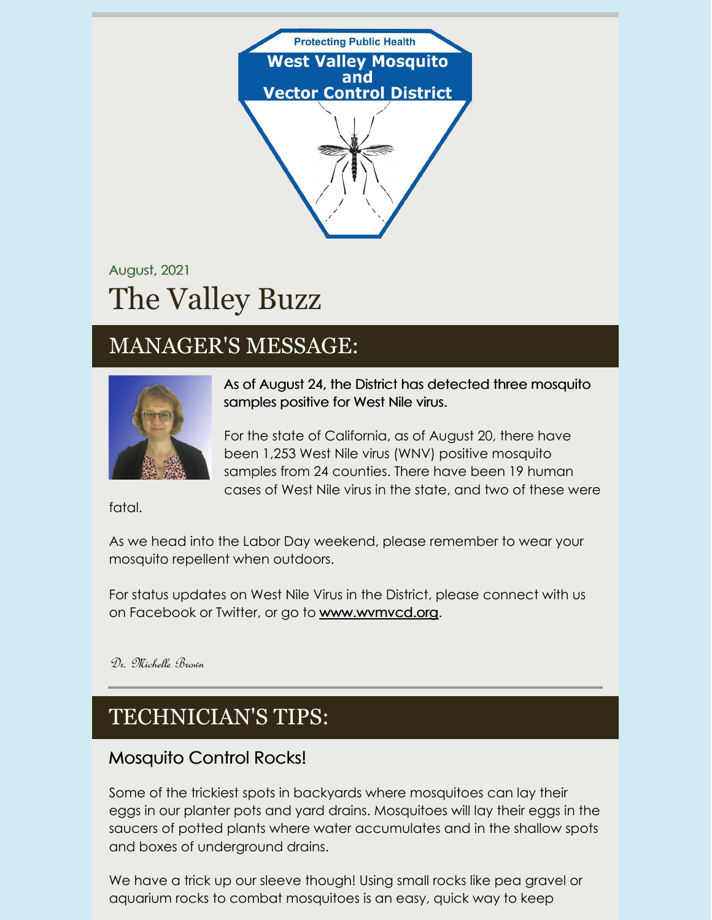Protecting Public Health

**West Valley Mosquito and Vector Control District**

August, 2021

# The Valley Buzz

## MANAGER'S MESSAGE:

As of August 24, the District has detected three mosquito samples positive for West Nile virus.

For the state of California, as of August 20, there have been 1,253 West Nile virus (WNV) positive mosquito samples from 24 counties. There have been 19 human cases of West Nile virus in the state, and two of these were fatal.

As we head into the Labor Day weekend, please remember to wear your mosquito repellent when outdoors.

For status updates on West Nile Virus in the District, please connect with us on Facebook or Twitter, or go to www.wvmvcd.org.

*Dr. Michelle Brown*

## TECHNICIAN'S TIPS:

### Mosquito Control Rocks!

Some of the trickiest spots in backyards where mosquitoes can lay their eggs in our planter pots and yard drains. Mosquitoes will lay their eggs in the saucers of potted plants where water accumulates and in the shallow spots and boxes of underground drains.

We have a trick up our sleeve though! Using small rocks like pea gravel or aquarium rocks to combat mosquitoes is an easy, quick way to keep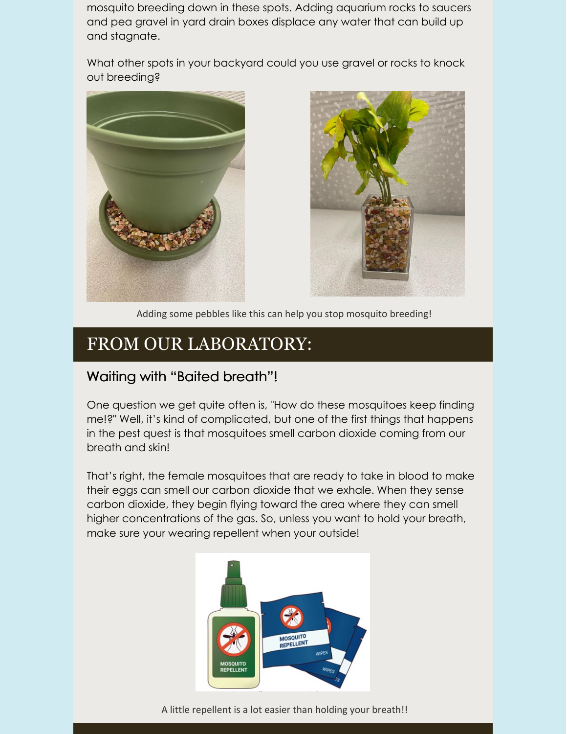mosquito breeding down in these spots. Adding aquarium rocks to saucers and pea gravel in yard drain boxes displace any water that can build up and stagnate.

What other spots in your backyard could you use gravel or rocks to knock out breeding?

Adding some pebbles like this can help you stop mosquito breeding!

# FROM OUR LABORATORY:

## Waiting with "Baited breath"!

One question we get quite often is, "How do these mosquitoes keep finding me!?" Well, it's kind of complicated, but one of the first things that happens in the pest quest is that mosquitoes smell carbon dioxide coming from our breath and skin!

That's right, the female mosquitoes that are ready to take in blood to make their eggs can smell our carbon dioxide that we exhale. When they sense carbon dioxide, they begin flying toward the area where they can smell higher concentrations of the gas. So, unless you want to hold your breath, make sure your wearing repellent when your outside!

A little repellent is a lot easier than holding your breath!!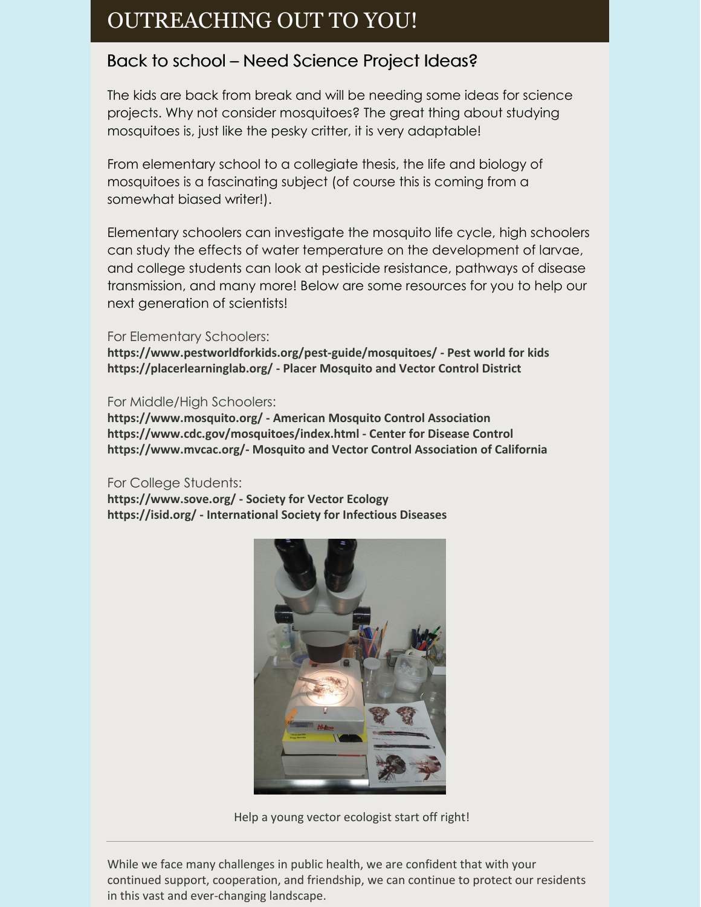# OUTREACHING OUT TO YOU!

## Back to school – Need Science Project Ideas?

The kids are back from break and will be needing some ideas for science projects. Why not consider mosquitoes? The great thing about studying mosquitoes is, just like the pesky critter, it is very adaptable!

From elementary school to a collegiate thesis, the life and biology of mosquitoes is a fascinating subject (of course this is coming from a somewhat biased writer!).

Elementary schoolers can investigate the mosquito life cycle, high schoolers can study the effects of water temperature on the development of larvae, and college students can look at pesticide resistance, pathways of disease transmission, and many more! Below are some resources for you to help our next generation of scientists!

For Elementary Schoolers:

**https://www.pestworldforkids.org/pest-guide/mosquitoes/ - Pest world for kids**
**https://placerlearninglab.org/ - Placer Mosquito and Vector Control District**

For Middle/High Schoolers:

**https://www.mosquito.org/ - American Mosquito Control Association**
**https://www.cdc.gov/mosquitoes/index.html - Center for Disease Control**
**https://www.mvcac.org/- Mosquito and Vector Control Association of California**

For College Students:

**https://www.sove.org/ - Society for Vector Ecology**
**https://isid.org/ - International Society for Infectious Diseases**

Help a young vector ecologist start off right!

---

While we face many challenges in public health, we are confident that with your continued support, cooperation, and friendship, we can continue to protect our residents in this vast and ever-changing landscape.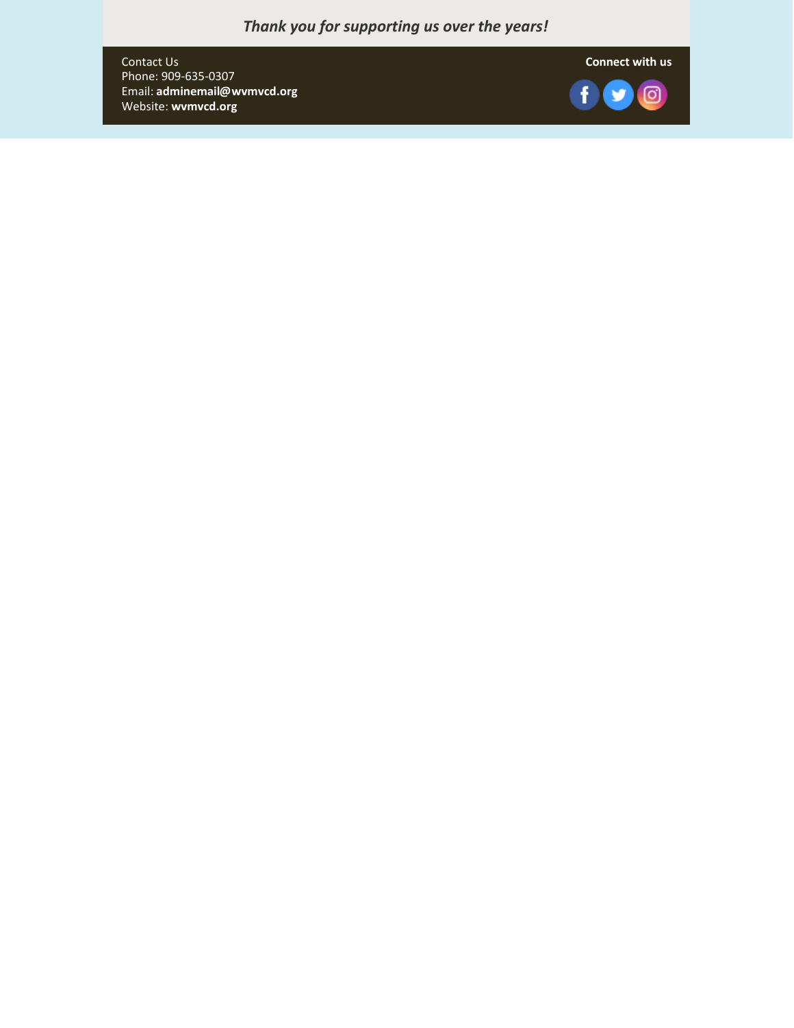*Thank you for supporting us over the years!*

Contact Us
Phone: 909-635-0307
Email: **adminemail@wvmvcd.org**
Website: **wvmvcd.org**

**Connect with us**